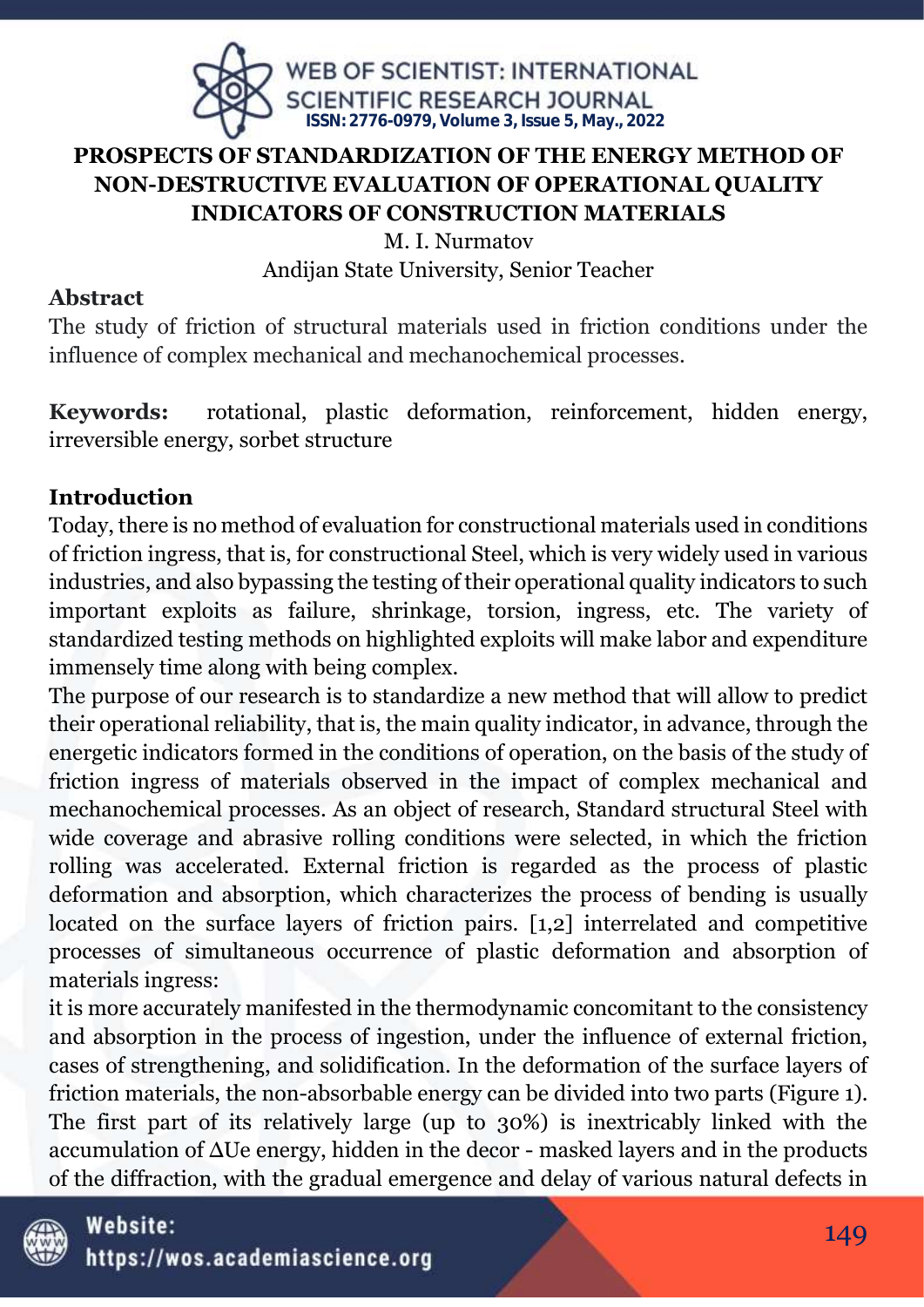# PROSPECTS OF STANDARDIZATION OF THE ENERGY METHOD OF NON-DESTRUCTIVE EVALUATION OF OPERATIONAL QUALITY INDICATORS OF CONSTRUCTION MATERIALS

M. I. Nurmatov

Andijan State University, Senior Teacher

## Abstract

The study of friction of structural materials used in friction conditions under the influence of complex mechanical and mechanochemical processes.

**Keywords:** rotational, plastic deformation, reinforcement, hidden energy, irreversible energy, sorbet structure

## Introduction

Today, there is no method of evaluation for constructional materials used in conditions of friction ingress, that is, for constructional Steel, which is very widely used in various industries, and also bypassing the testing of their operational quality indicators to such important exploits as failure, shrinkage, torsion, ingress, etc. The variety of standardized testing methods on highlighted exploits will make labor and expenditure immensely time along with being complex.

The purpose of our research is to standardize a new method that will allow to predict their operational reliability, that is, the main quality indicator, in advance, through the energetic indicators formed in the conditions of operation, on the basis of the study of friction ingress of materials observed in the impact of complex mechanical and mechanochemical processes. As an object of research, Standard structural Steel with wide coverage and abrasive rolling conditions were selected, in which the friction rolling was accelerated. External friction is regarded as the process of plastic deformation and absorption, which characterizes the process of bending is usually located on the surface layers of friction pairs. [1,2] interrelated and competitive processes of simultaneous occurrence of plastic deformation and absorption of materials ingress:

it is more accurately manifested in the thermodynamic concomitant to the consistency and absorption in the process of ingestion, under the influence of external friction, cases of strengthening, and solidification. In the deformation of the surface layers of friction materials, the non-absorbable energy can be divided into two parts (Figure 1). The first part of its relatively large (up to 30%) is inextricably linked with the accumulation of $\Delta Ue$ energy, hidden in the decor - masked layers and in the products of the diffraction, with the gradual emergence and delay of various natural defects in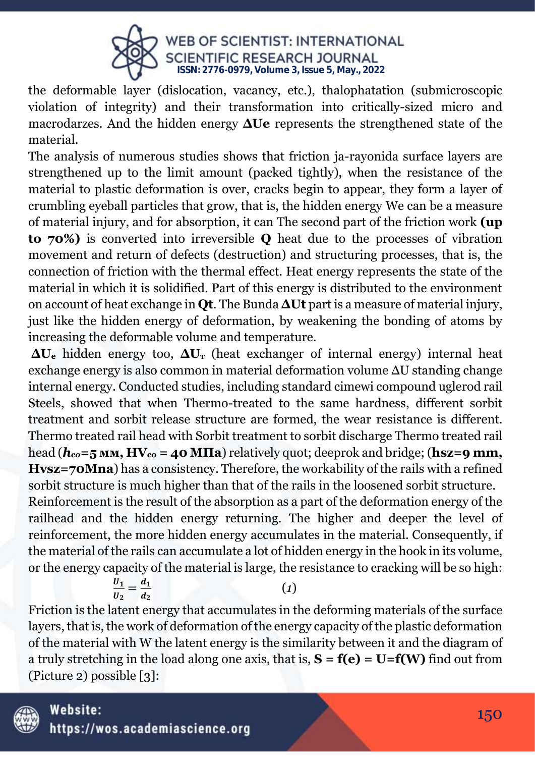the deformable layer (dislocation, vacancy, etc.), thalophatation (submicroscopic violation of integrity) and their transformation into critically-sized micro and macrodarzes. And the hidden energy **ΔUe** represents the strengthened state of the material.

The analysis of numerous studies shows that friction ja-rayonida surface layers are strengthened up to the limit amount (packed tightly), when the resistance of the material to plastic deformation is over, cracks begin to appear, they form a layer of crumbling eyeball particles that grow, that is, the hidden energy We can be a measure of material injury, and for absorption, it can The second part of the friction work **(up to 70%)** is converted into irreversible **Q** heat due to the processes of vibration movement and return of defects (destruction) and structuring processes, that is, the connection of friction with the thermal effect. Heat energy represents the state of the material in which it is solidified. Part of this energy is distributed to the environment on account of heat exchange in **Qt**. The Bunda **ΔUt** part is a measure of material injury, just like the hidden energy of deformation, by weakening the bonding of atoms by increasing the deformable volume and temperature.

**$\Delta U_e$** hidden energy too, **$\Delta U_т$** (heat exchanger of internal energy) internal heat exchange energy is also common in material deformation volume ΔU standing change internal energy. Conducted studies, including standard cimewi compound uglerod rail Steels, showed that when Thermo-treated to the same hardness, different sorbit treatment and sorbit release structure are formed, the wear resistance is different. Thermo treated rail head with Sorbit treatment to sorbit discharge Thermo treated rail head (**$h_{co}$=5 мм, $HV_{co}$ = 40 МПа**) relatively quot; deeprok and bridge; (**hsz=9 mm, Hvsz=70Mna**) has a consistency. Therefore, the workability of the rails with a refined sorbit structure is much higher than that of the rails in the loosened sorbit structure.

Reinforcement is the result of the absorption as a part of the deformation energy of the railhead and the hidden energy returning. The higher and deeper the level of reinforcement, the more hidden energy accumulates in the material. Consequently, if the material of the rails can accumulate a lot of hidden energy in the hook in its volume, or the energy capacity of the material is large, the resistance to cracking will be so high:

$$\frac{U_1}{U_2} = \frac{d_1}{d_2} \qquad (1)$$

Friction is the latent energy that accumulates in the deforming materials of the surface layers, that is, the work of deformation of the energy capacity of the plastic deformation of the material with W the latent energy is the similarity between it and the diagram of a truly stretching in the load along one axis, that is, **S = f(e) = U=f(W)** find out from (Picture 2) possible [3]: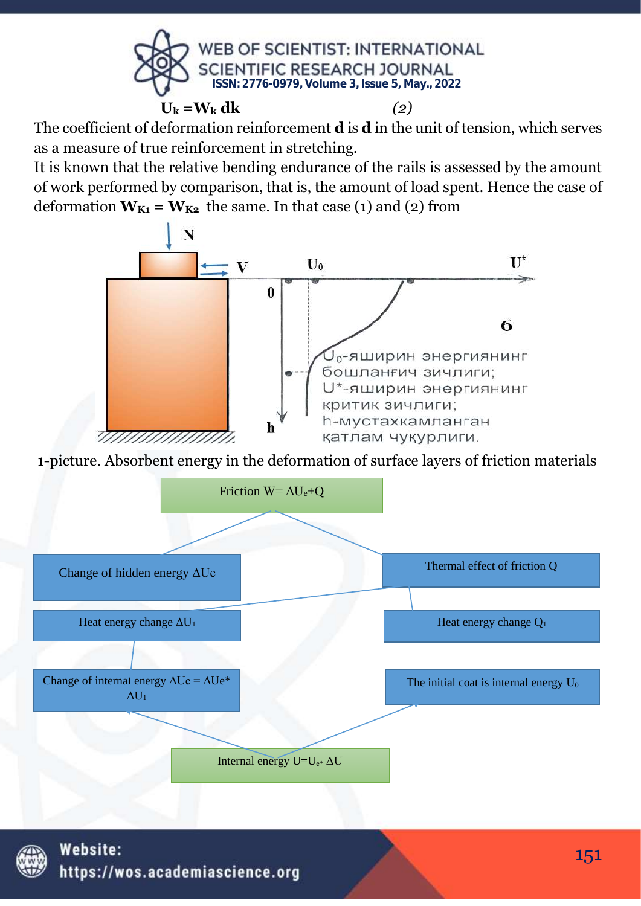$$U_k = W_k \, dk \qquad (2)$$

The coefficient of deformation reinforcement **d** is **d** in the unit of tension, which serves as a measure of true reinforcement in stretching.

It is known that the relative bending endurance of the rails is assessed by the amount of work performed by comparison, that is, the amount of load spent. Hence the case of deformation $W_{K1} = W_{K2}$ the same. In that case (1) and (2) from

N

V

$U_0$ $U^*$

0

б

$U_0$-яширин энергиянинг бошланғич зичлиги;
$U^*$-яширин энергиянинг критик зичлиги;
h-мустахкамланган қатлам чуқурлиги.

h

1-picture. Absorbent energy in the deformation of surface layers of friction materials

Friction $W = \Delta U_e + Q$

Change of hidden energy $\Delta Ue$

Thermal effect of friction Q

Heat energy change $\Delta U_1$

Heat energy change $Q_1$

Change of internal energy $\Delta Ue = \Delta Ue^*$ $\Delta U_1$

The initial coat is internal energy $U_0$

Internal energy $U = U_{e^*} \Delta U$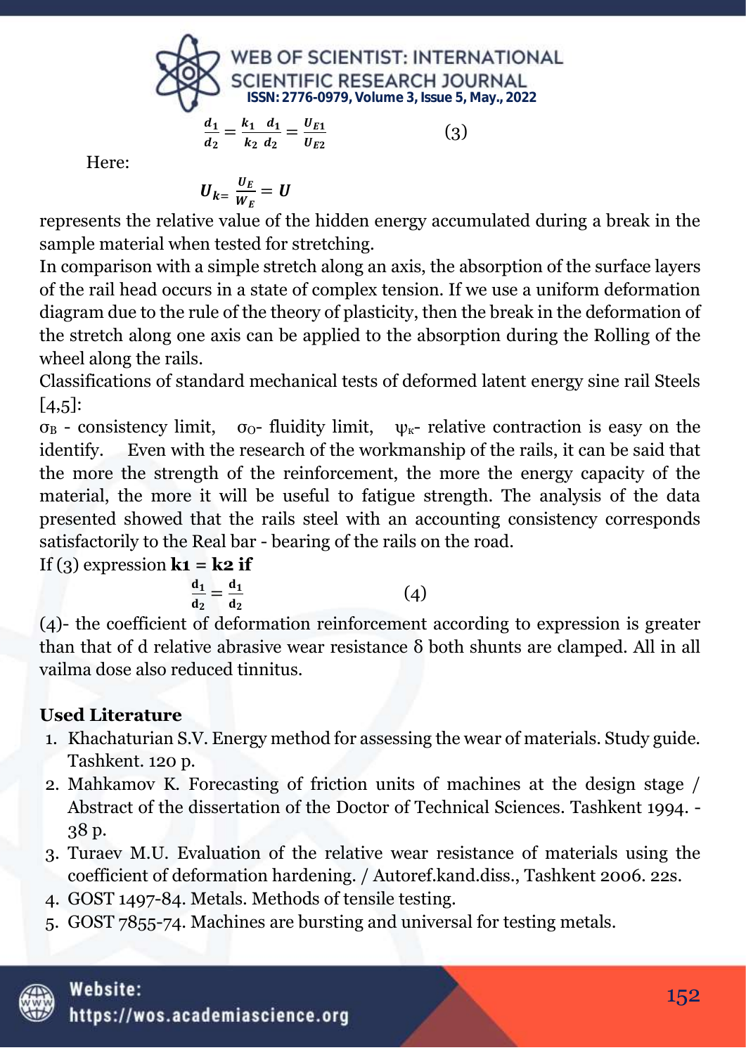$$\frac{d_1}{d_2} = \frac{k_1}{k_2}\frac{d_1}{d_2} = \frac{U_{E1}}{U_{E2}} \qquad (3)$$

Here:

$$U_{k=}\ \frac{U_E}{W_E} = U$$

represents the relative value of the hidden energy accumulated during a break in the sample material when tested for stretching.

In comparison with a simple stretch along an axis, the absorption of the surface layers of the rail head occurs in a state of complex tension. If we use a uniform deformation diagram due to the rule of the theory of plasticity, then the break in the deformation of the stretch along one axis can be applied to the absorption during the Rolling of the wheel along the rails.

Classifications of standard mechanical tests of deformed latent energy sine rail Steels [4,5]:

$\sigma_B$ - consistency limit, $\sigma_O$- fluidity limit, $\psi_к$- relative contraction is easy on the identify. Even with the research of the workmanship of the rails, it can be said that the more the strength of the reinforcement, the more the energy capacity of the material, the more it will be useful to fatigue strength. The analysis of the data presented showed that the rails steel with an accounting consistency corresponds satisfactorily to the Real bar - bearing of the rails on the road.

If (3) expression **k1 = k2 if**

$$\frac{d_1}{d_2} = \frac{d_1}{d_2} \qquad (4)$$

(4)- the coefficient of deformation reinforcement according to expression is greater than that of d relative abrasive wear resistance δ both shunts are clamped. All in all vailma dose also reduced tinnitus.

## Used Literature

1. Khachaturian S.V. Energy method for assessing the wear of materials. Study guide. Tashkent. 120 p.
2. Mahkamov K. Forecasting of friction units of machines at the design stage / Abstract of the dissertation of the Doctor of Technical Sciences. Tashkent 1994. - 38 p.
3. Turaev M.U. Evaluation of the relative wear resistance of materials using the coefficient of deformation hardening. / Autoref.kand.diss., Tashkent 2006. 22s.
4. GOST 1497-84. Metals. Methods of tensile testing.
5. GOST 7855-74. Machines are bursting and universal for testing metals.